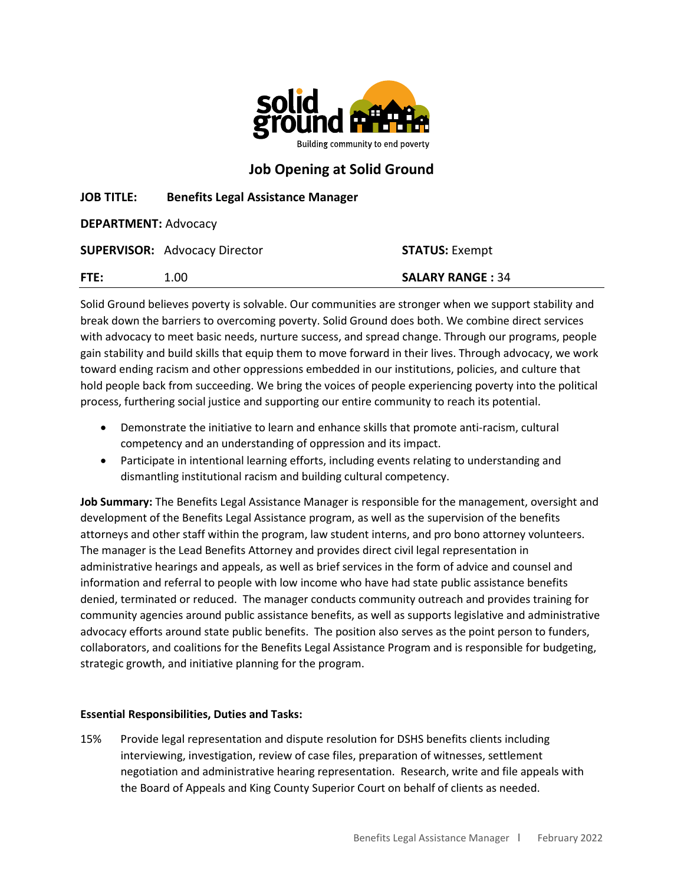# Job Opening at Solid Ground

**JOB TITLE:** **Benefits Legal Assistance Manager**

**DEPARTMENT:** Advocacy

**SUPERVISOR:** Advocacy Director

**STATUS:** Exempt

**FTE:** 1.00

**SALARY RANGE :** 34

Solid Ground believes poverty is solvable. Our communities are stronger when we support stability and break down the barriers to overcoming poverty. Solid Ground does both. We combine direct services with advocacy to meet basic needs, nurture success, and spread change. Through our programs, people gain stability and build skills that equip them to move forward in their lives. Through advocacy, we work toward ending racism and other oppressions embedded in our institutions, policies, and culture that hold people back from succeeding. We bring the voices of people experiencing poverty into the political process, furthering social justice and supporting our entire community to reach its potential.

- Demonstrate the initiative to learn and enhance skills that promote anti-racism, cultural competency and an understanding of oppression and its impact.
- Participate in intentional learning efforts, including events relating to understanding and dismantling institutional racism and building cultural competency.

**Job Summary:** The Benefits Legal Assistance Manager is responsible for the management, oversight and development of the Benefits Legal Assistance program, as well as the supervision of the benefits attorneys and other staff within the program, law student interns, and pro bono attorney volunteers. The manager is the Lead Benefits Attorney and provides direct civil legal representation in administrative hearings and appeals, as well as brief services in the form of advice and counsel and information and referral to people with low income who have had state public assistance benefits denied, terminated or reduced. The manager conducts community outreach and provides training for community agencies around public assistance benefits, as well as supports legislative and administrative advocacy efforts around state public benefits. The position also serves as the point person to funders, collaborators, and coalitions for the Benefits Legal Assistance Program and is responsible for budgeting, strategic growth, and initiative planning for the program.

**Essential Responsibilities, Duties and Tasks:**

15% Provide legal representation and dispute resolution for DSHS benefits clients including interviewing, investigation, review of case files, preparation of witnesses, settlement negotiation and administrative hearing representation. Research, write and file appeals with the Board of Appeals and King County Superior Court on behalf of clients as needed.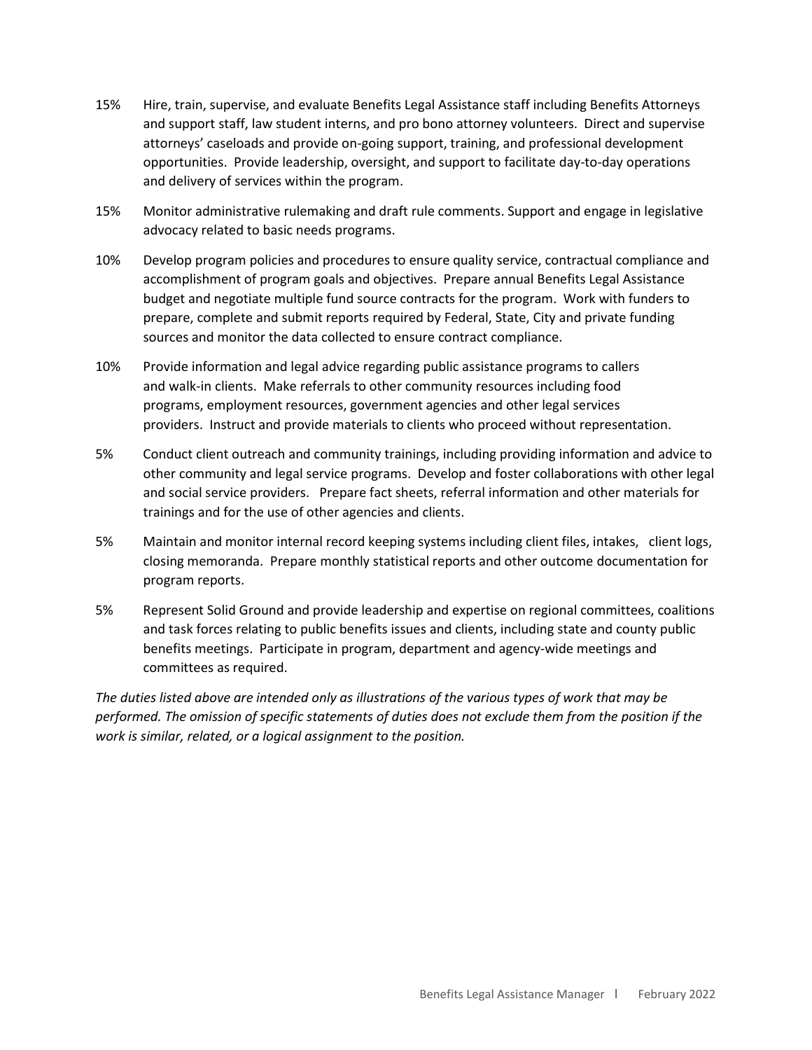15% Hire, train, supervise, and evaluate Benefits Legal Assistance staff including Benefits Attorneys and support staff, law student interns, and pro bono attorney volunteers. Direct and supervise attorneys' caseloads and provide on-going support, training, and professional development opportunities. Provide leadership, oversight, and support to facilitate day-to-day operations and delivery of services within the program.

15% Monitor administrative rulemaking and draft rule comments. Support and engage in legislative advocacy related to basic needs programs.

10% Develop program policies and procedures to ensure quality service, contractual compliance and accomplishment of program goals and objectives. Prepare annual Benefits Legal Assistance budget and negotiate multiple fund source contracts for the program. Work with funders to prepare, complete and submit reports required by Federal, State, City and private funding sources and monitor the data collected to ensure contract compliance.

10% Provide information and legal advice regarding public assistance programs to callers and walk-in clients. Make referrals to other community resources including food programs, employment resources, government agencies and other legal services providers. Instruct and provide materials to clients who proceed without representation.

5% Conduct client outreach and community trainings, including providing information and advice to other community and legal service programs. Develop and foster collaborations with other legal and social service providers. Prepare fact sheets, referral information and other materials for trainings and for the use of other agencies and clients.

5% Maintain and monitor internal record keeping systems including client files, intakes, client logs, closing memoranda. Prepare monthly statistical reports and other outcome documentation for program reports.

5% Represent Solid Ground and provide leadership and expertise on regional committees, coalitions and task forces relating to public benefits issues and clients, including state and county public benefits meetings. Participate in program, department and agency-wide meetings and committees as required.

*The duties listed above are intended only as illustrations of the various types of work that may be performed. The omission of specific statements of duties does not exclude them from the position if the work is similar, related, or a logical assignment to the position.*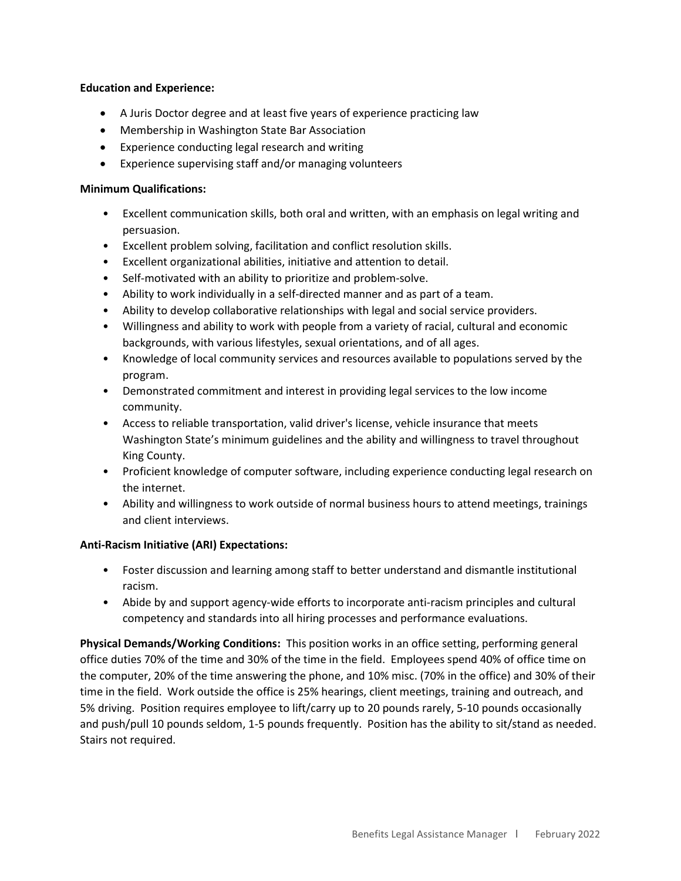**Education and Experience:**

- A Juris Doctor degree and at least five years of experience practicing law
- Membership in Washington State Bar Association
- Experience conducting legal research and writing
- Experience supervising staff and/or managing volunteers

**Minimum Qualifications:**

- Excellent communication skills, both oral and written, with an emphasis on legal writing and persuasion.
- Excellent problem solving, facilitation and conflict resolution skills.
- Excellent organizational abilities, initiative and attention to detail.
- Self-motivated with an ability to prioritize and problem-solve.
- Ability to work individually in a self-directed manner and as part of a team.
- Ability to develop collaborative relationships with legal and social service providers.
- Willingness and ability to work with people from a variety of racial, cultural and economic backgrounds, with various lifestyles, sexual orientations, and of all ages.
- Knowledge of local community services and resources available to populations served by the program.
- Demonstrated commitment and interest in providing legal services to the low income community.
- Access to reliable transportation, valid driver's license, vehicle insurance that meets Washington State's minimum guidelines and the ability and willingness to travel throughout King County.
- Proficient knowledge of computer software, including experience conducting legal research on the internet.
- Ability and willingness to work outside of normal business hours to attend meetings, trainings and client interviews.

**Anti-Racism Initiative (ARI) Expectations:**

- Foster discussion and learning among staff to better understand and dismantle institutional racism.
- Abide by and support agency-wide efforts to incorporate anti-racism principles and cultural competency and standards into all hiring processes and performance evaluations.

**Physical Demands/Working Conditions:** This position works in an office setting, performing general office duties 70% of the time and 30% of the time in the field. Employees spend 40% of office time on the computer, 20% of the time answering the phone, and 10% misc. (70% in the office) and 30% of their time in the field. Work outside the office is 25% hearings, client meetings, training and outreach, and 5% driving. Position requires employee to lift/carry up to 20 pounds rarely, 5-10 pounds occasionally and push/pull 10 pounds seldom, 1-5 pounds frequently. Position has the ability to sit/stand as needed. Stairs not required.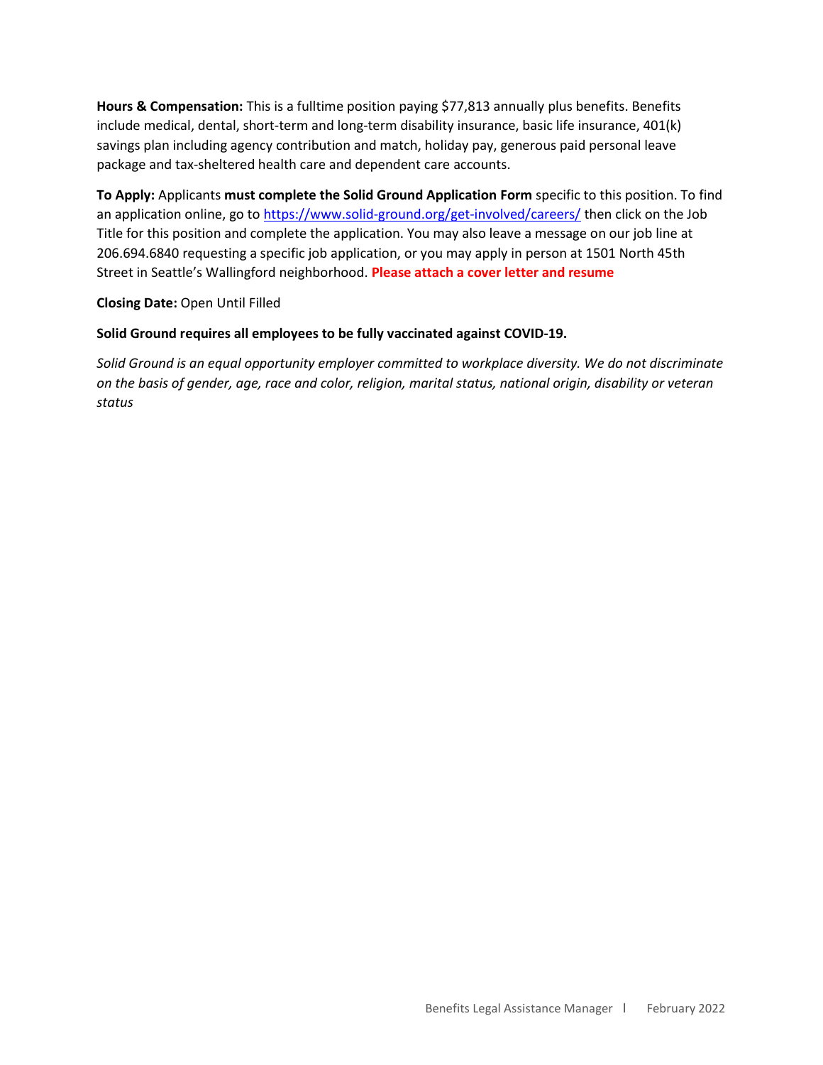**Hours & Compensation:** This is a fulltime position paying $77,813 annually plus benefits. Benefits include medical, dental, short-term and long-term disability insurance, basic life insurance, 401(k) savings plan including agency contribution and match, holiday pay, generous paid personal leave package and tax-sheltered health care and dependent care accounts.

**To Apply:** Applicants **must complete the Solid Ground Application Form** specific to this position. To find an application online, go to https://www.solid-ground.org/get-involved/careers/ then click on the Job Title for this position and complete the application. You may also leave a message on our job line at 206.694.6840 requesting a specific job application, or you may apply in person at 1501 North 45th Street in Seattle's Wallingford neighborhood. **Please attach a cover letter and resume**

**Closing Date:** Open Until Filled

**Solid Ground requires all employees to be fully vaccinated against COVID-19.**

*Solid Ground is an equal opportunity employer committed to workplace diversity. We do not discriminate on the basis of gender, age, race and color, religion, marital status, national origin, disability or veteran status*